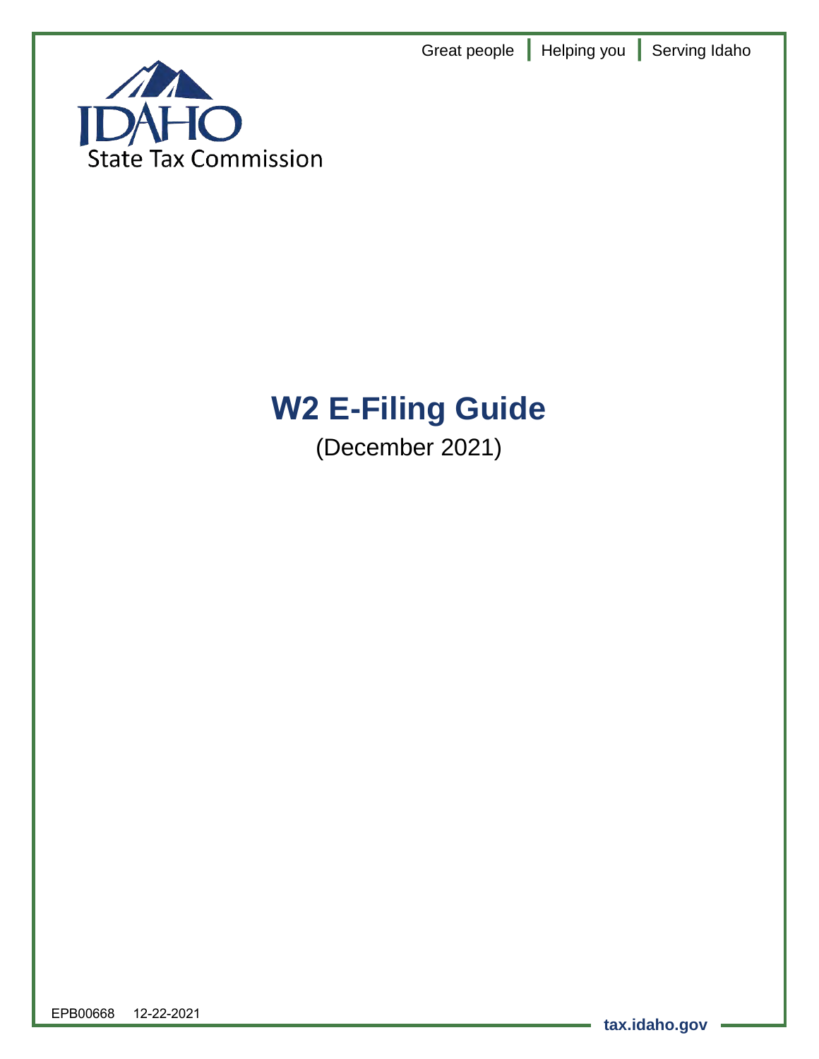Great people | Helping you | Serving Idaho

IDAHO State Tax Commission

# W2 E-Filing Guide

(December 2021)

EPB00668 12-22-2021

tax.idaho.gov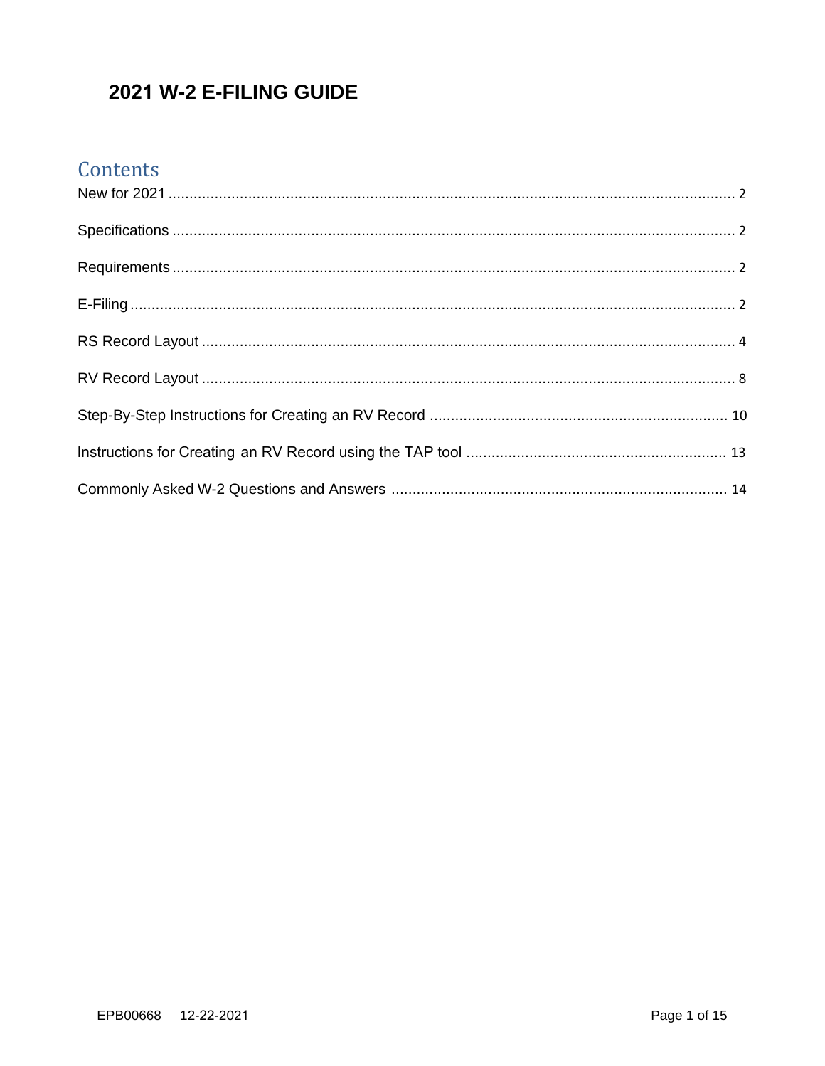# 2021 W-2 E-FILING GUIDE

## Contents

New for 2021 .......... 2

Specifications .......... 2

Requirements .......... 2

E-Filing .......... 2

RS Record Layout .......... 4

RV Record Layout .......... 8

Step-By-Step Instructions for Creating an RV Record .......... 10

Instructions for Creating an RV Record using the TAP tool .......... 13

Commonly Asked W-2 Questions and Answers .......... 14

EPB00668 12-22-2021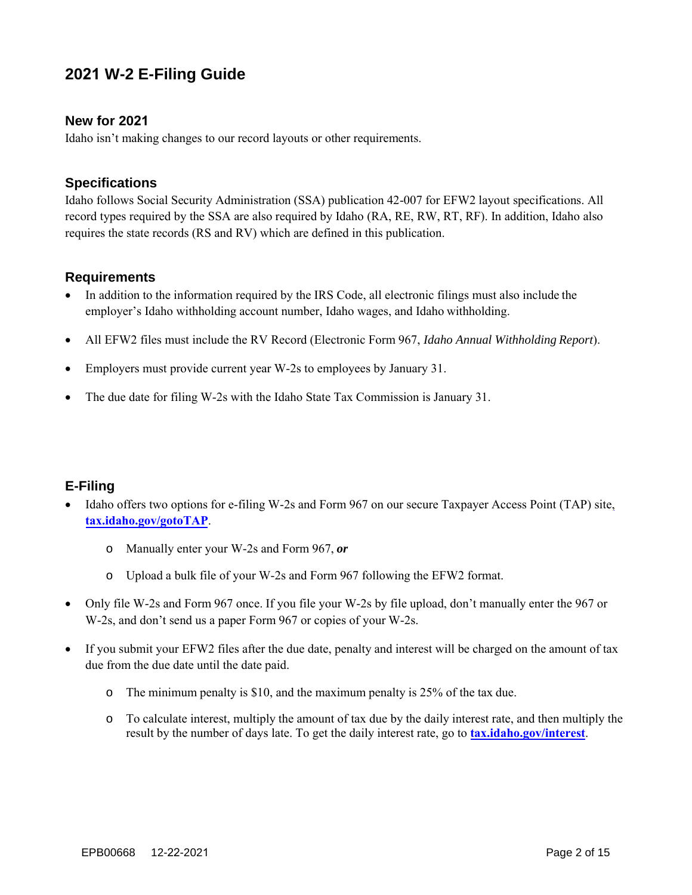# 2021 W-2 E-Filing Guide

## New for 2021

Idaho isn't making changes to our record layouts or other requirements.

## Specifications

Idaho follows Social Security Administration (SSA) publication 42-007 for EFW2 layout specifications. All record types required by the SSA are also required by Idaho (RA, RE, RW, RT, RF). In addition, Idaho also requires the state records (RS and RV) which are defined in this publication.

## Requirements

- In addition to the information required by the IRS Code, all electronic filings must also include the employer's Idaho withholding account number, Idaho wages, and Idaho withholding.
- All EFW2 files must include the RV Record (Electronic Form 967, *Idaho Annual Withholding Report*).
- Employers must provide current year W-2s to employees by January 31.
- The due date for filing W-2s with the Idaho State Tax Commission is January 31.

## E-Filing

- Idaho offers two options for e-filing W-2s and Form 967 on our secure Taxpayer Access Point (TAP) site, **tax.idaho.gov/gotoTAP**.
  - Manually enter your W-2s and Form 967, ***or***
  - Upload a bulk file of your W-2s and Form 967 following the EFW2 format.
- Only file W-2s and Form 967 once. If you file your W-2s by file upload, don't manually enter the 967 or W-2s, and don't send us a paper Form 967 or copies of your W-2s.
- If you submit your EFW2 files after the due date, penalty and interest will be charged on the amount of tax due from the due date until the date paid.
  - The minimum penalty is $10, and the maximum penalty is 25% of the tax due.
  - To calculate interest, multiply the amount of tax due by the daily interest rate, and then multiply the result by the number of days late. To get the daily interest rate, go to **tax.idaho.gov/interest**.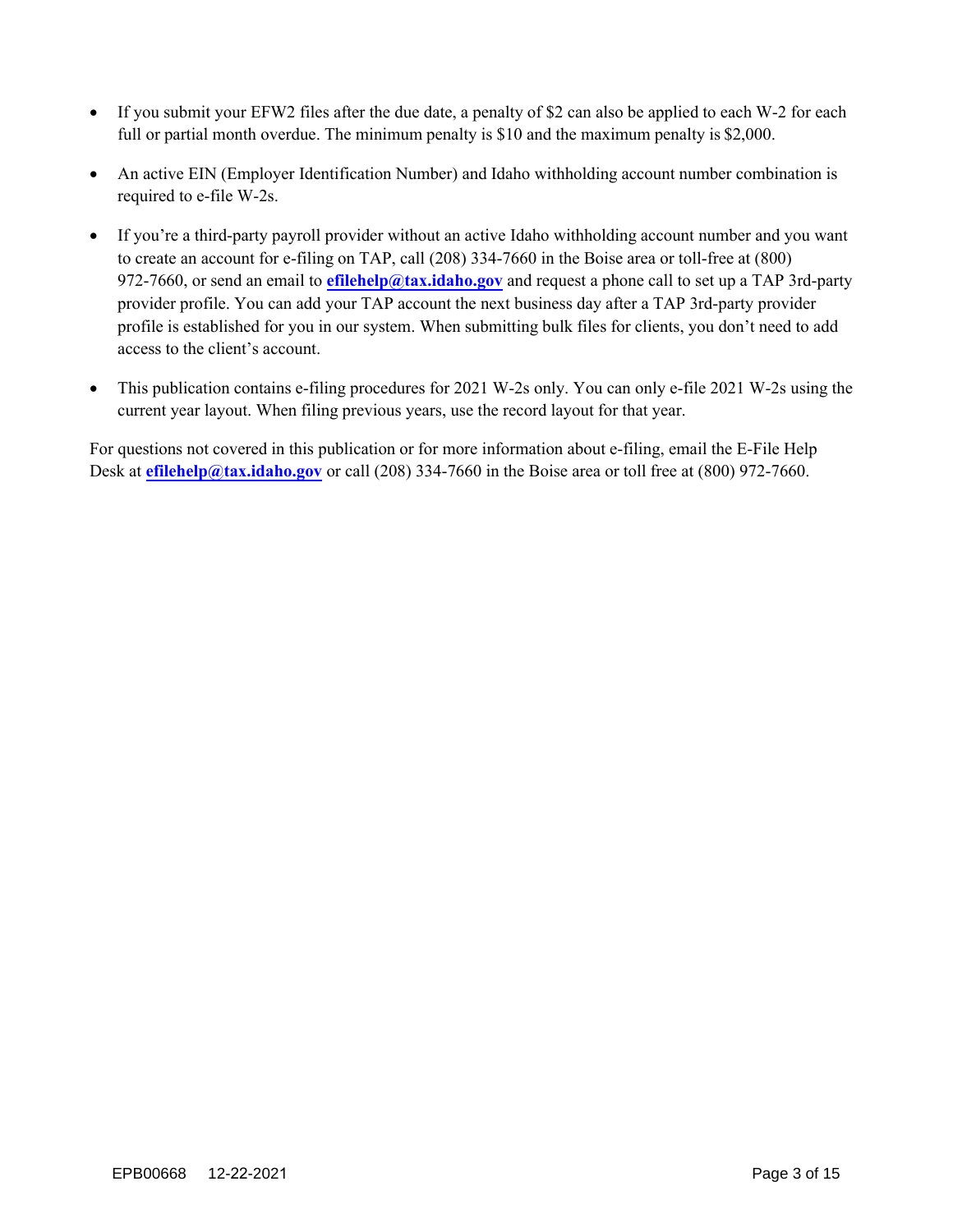- If you submit your EFW2 files after the due date, a penalty of $2 can also be applied to each W-2 for each full or partial month overdue. The minimum penalty is $10 and the maximum penalty is $2,000.

- An active EIN (Employer Identification Number) and Idaho withholding account number combination is required to e-file W-2s.

- If you're a third-party payroll provider without an active Idaho withholding account number and you want to create an account for e-filing on TAP, call (208) 334-7660 in the Boise area or toll-free at (800) 972-7660, or send an email to **efilehelp@tax.idaho.gov** and request a phone call to set up a TAP 3rd-party provider profile. You can add your TAP account the next business day after a TAP 3rd-party provider profile is established for you in our system. When submitting bulk files for clients, you don't need to add access to the client's account.

- This publication contains e-filing procedures for 2021 W-2s only. You can only e-file 2021 W-2s using the current year layout. When filing previous years, use the record layout for that year.

For questions not covered in this publication or for more information about e-filing, email the E-File Help Desk at **efilehelp@tax.idaho.gov** or call (208) 334-7660 in the Boise area or toll free at (800) 972-7660.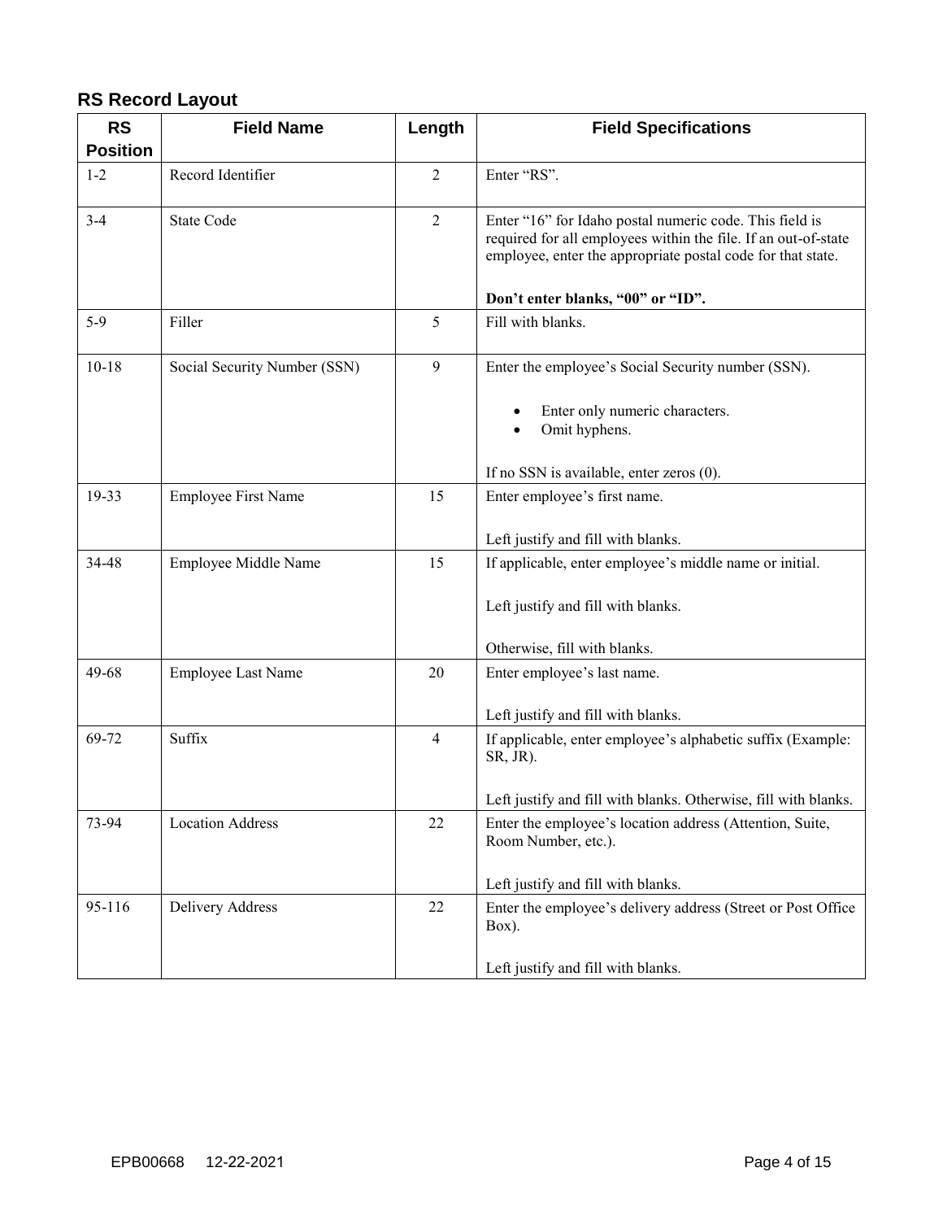## RS Record Layout

| RS Position | Field Name | Length | Field Specifications |
|---|---|---|---|
| 1-2 | Record Identifier | 2 | Enter "RS". |
| 3-4 | State Code | 2 | Enter "16" for Idaho postal numeric code. This field is required for all employees within the file. If an out-of-state employee, enter the appropriate postal code for that state.<br><br>**Don't enter blanks, "00" or "ID".** |
| 5-9 | Filler | 5 | Fill with blanks. |
| 10-18 | Social Security Number (SSN) | 9 | Enter the employee's Social Security number (SSN).<br><br>• Enter only numeric characters.<br>• Omit hyphens.<br><br>If no SSN is available, enter zeros (0). |
| 19-33 | Employee First Name | 15 | Enter employee's first name.<br><br>Left justify and fill with blanks. |
| 34-48 | Employee Middle Name | 15 | If applicable, enter employee's middle name or initial.<br><br>Left justify and fill with blanks.<br><br>Otherwise, fill with blanks. |
| 49-68 | Employee Last Name | 20 | Enter employee's last name.<br><br>Left justify and fill with blanks. |
| 69-72 | Suffix | 4 | If applicable, enter employee's alphabetic suffix (Example: SR, JR).<br><br>Left justify and fill with blanks. Otherwise, fill with blanks. |
| 73-94 | Location Address | 22 | Enter the employee's location address (Attention, Suite, Room Number, etc.).<br><br>Left justify and fill with blanks. |
| 95-116 | Delivery Address | 22 | Enter the employee's delivery address (Street or Post Office Box).<br><br>Left justify and fill with blanks. |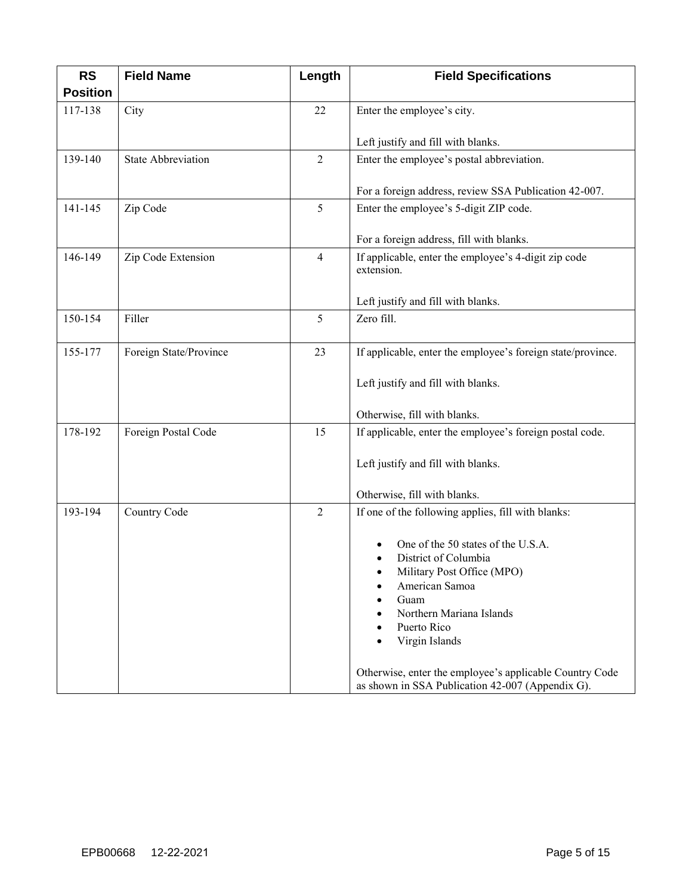| RS Position | Field Name | Length | Field Specifications |
|---|---|---|---|
| 117-138 | City | 22 | Enter the employee's city.<br><br>Left justify and fill with blanks. |
| 139-140 | State Abbreviation | 2 | Enter the employee's postal abbreviation.<br><br>For a foreign address, review SSA Publication 42-007. |
| 141-145 | Zip Code | 5 | Enter the employee's 5-digit ZIP code.<br><br>For a foreign address, fill with blanks. |
| 146-149 | Zip Code Extension | 4 | If applicable, enter the employee's 4-digit zip code extension.<br><br>Left justify and fill with blanks. |
| 150-154 | Filler | 5 | Zero fill. |
| 155-177 | Foreign State/Province | 23 | If applicable, enter the employee's foreign state/province.<br><br>Left justify and fill with blanks.<br><br>Otherwise, fill with blanks. |
| 178-192 | Foreign Postal Code | 15 | If applicable, enter the employee's foreign postal code.<br><br>Left justify and fill with blanks.<br><br>Otherwise, fill with blanks. |
| 193-194 | Country Code | 2 | If one of the following applies, fill with blanks:<br><br>• One of the 50 states of the U.S.A.<br>• District of Columbia<br>• Military Post Office (MPO)<br>• American Samoa<br>• Guam<br>• Northern Mariana Islands<br>• Puerto Rico<br>• Virgin Islands<br><br>Otherwise, enter the employee's applicable Country Code as shown in SSA Publication 42-007 (Appendix G). |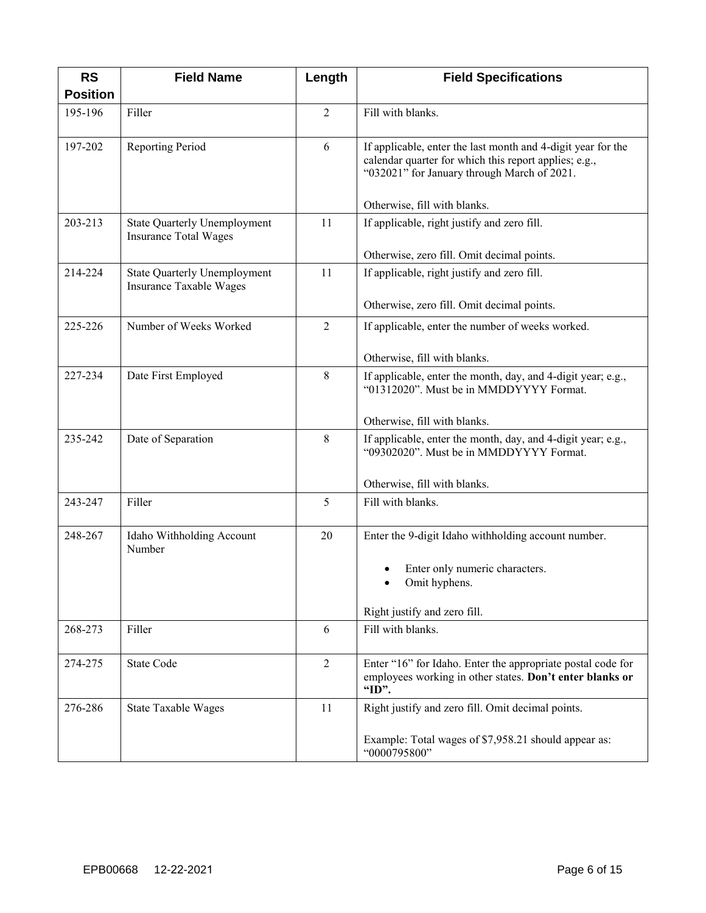| RS Position | Field Name | Length | Field Specifications |
|---|---|---|---|
| 195-196 | Filler | 2 | Fill with blanks. |
| 197-202 | Reporting Period | 6 | If applicable, enter the last month and 4-digit year for the calendar quarter for which this report applies; e.g., "032021" for January through March of 2021.<br><br>Otherwise, fill with blanks. |
| 203-213 | State Quarterly Unemployment Insurance Total Wages | 11 | If applicable, right justify and zero fill.<br><br>Otherwise, zero fill. Omit decimal points. |
| 214-224 | State Quarterly Unemployment Insurance Taxable Wages | 11 | If applicable, right justify and zero fill.<br><br>Otherwise, zero fill. Omit decimal points. |
| 225-226 | Number of Weeks Worked | 2 | If applicable, enter the number of weeks worked.<br><br>Otherwise, fill with blanks. |
| 227-234 | Date First Employed | 8 | If applicable, enter the month, day, and 4-digit year; e.g., "01312020". Must be in MMDDYYYY Format.<br><br>Otherwise, fill with blanks. |
| 235-242 | Date of Separation | 8 | If applicable, enter the month, day, and 4-digit year; e.g., "09302020". Must be in MMDDYYYY Format.<br><br>Otherwise, fill with blanks. |
| 243-247 | Filler | 5 | Fill with blanks. |
| 248-267 | Idaho Withholding Account Number | 20 | Enter the 9-digit Idaho withholding account number.<br><br>• Enter only numeric characters.<br>• Omit hyphens.<br><br>Right justify and zero fill. |
| 268-273 | Filler | 6 | Fill with blanks. |
| 274-275 | State Code | 2 | Enter "16" for Idaho. Enter the appropriate postal code for employees working in other states. **Don't enter blanks or "ID".** |
| 276-286 | State Taxable Wages | 11 | Right justify and zero fill. Omit decimal points.<br><br>Example: Total wages of $7,958.21 should appear as: "0000795800" |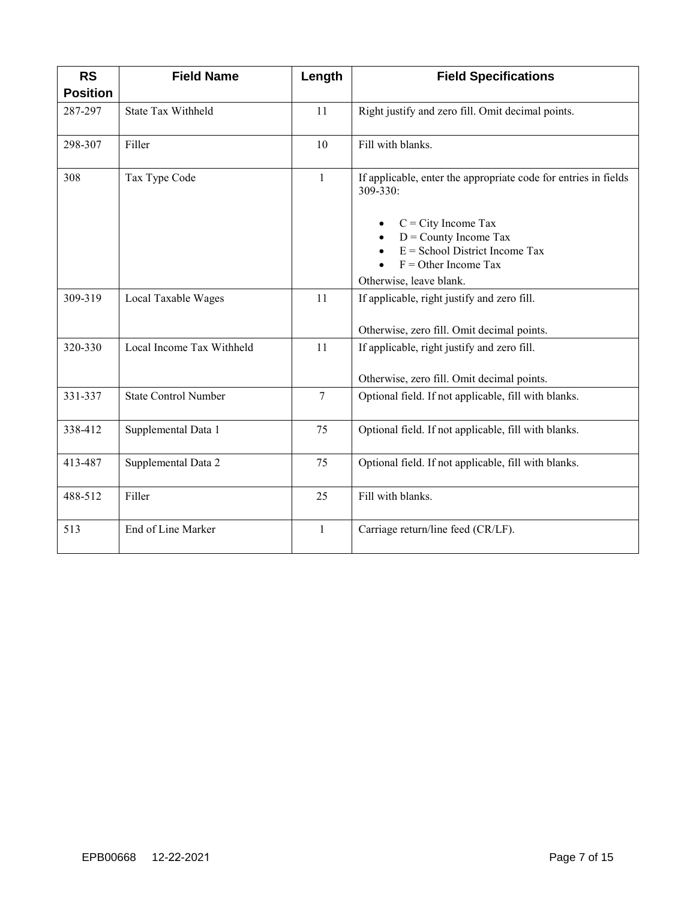| RS Position | Field Name | Length | Field Specifications |
|---|---|---|---|
| 287-297 | State Tax Withheld | 11 | Right justify and zero fill. Omit decimal points. |
| 298-307 | Filler | 10 | Fill with blanks. |
| 308 | Tax Type Code | 1 | If applicable, enter the appropriate code for entries in fields 309-330:<br>• C = City Income Tax<br>• D = County Income Tax<br>• E = School District Income Tax<br>• F = Other Income Tax<br>Otherwise, leave blank. |
| 309-319 | Local Taxable Wages | 11 | If applicable, right justify and zero fill.<br><br>Otherwise, zero fill. Omit decimal points. |
| 320-330 | Local Income Tax Withheld | 11 | If applicable, right justify and zero fill.<br><br>Otherwise, zero fill. Omit decimal points. |
| 331-337 | State Control Number | 7 | Optional field. If not applicable, fill with blanks. |
| 338-412 | Supplemental Data 1 | 75 | Optional field. If not applicable, fill with blanks. |
| 413-487 | Supplemental Data 2 | 75 | Optional field. If not applicable, fill with blanks. |
| 488-512 | Filler | 25 | Fill with blanks. |
| 513 | End of Line Marker | 1 | Carriage return/line feed (CR/LF). |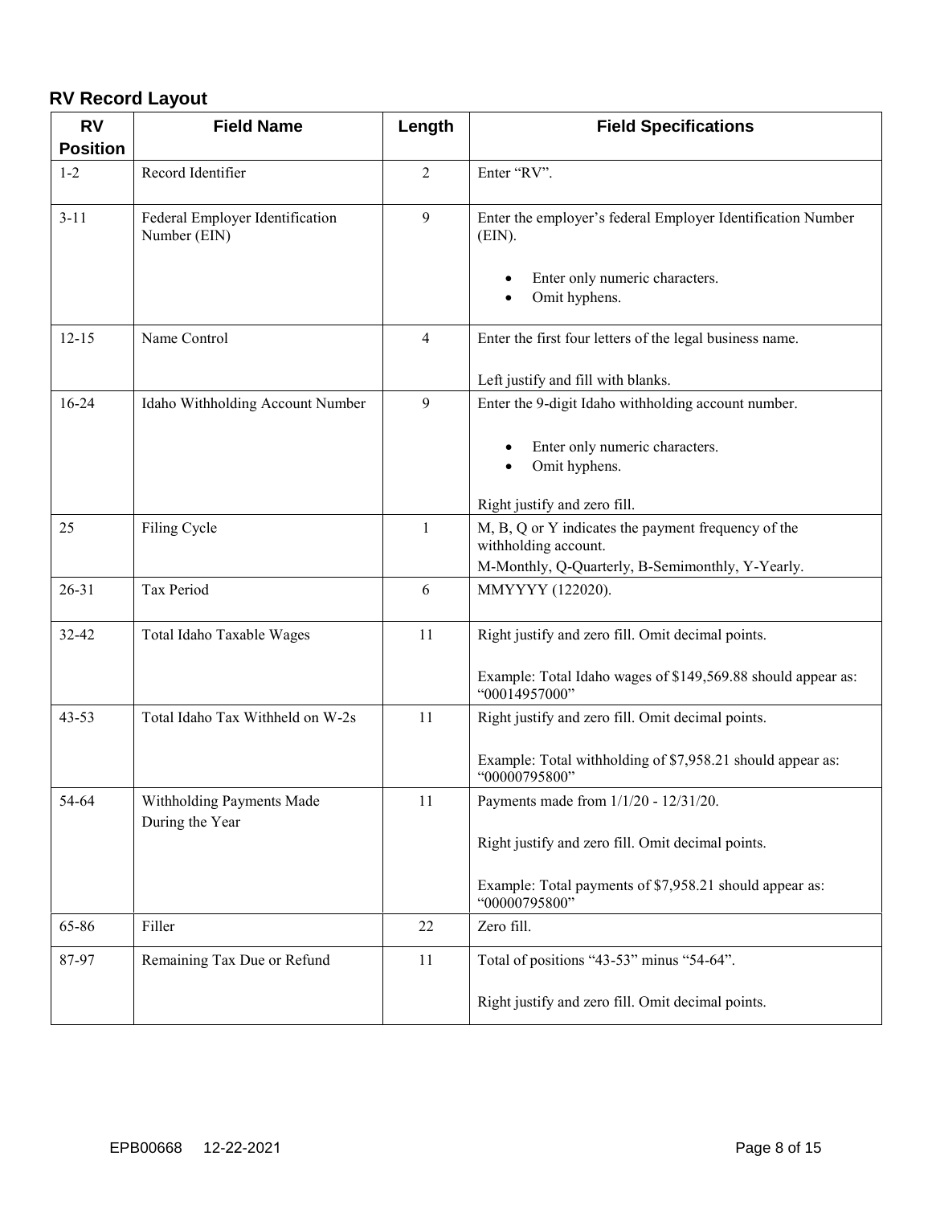## RV Record Layout

| RV Position | Field Name | Length | Field Specifications |
|---|---|---|---|
| 1-2 | Record Identifier | 2 | Enter "RV". |
| 3-11 | Federal Employer Identification Number (EIN) | 9 | Enter the employer's federal Employer Identification Number (EIN).<br>• Enter only numeric characters.<br>• Omit hyphens. |
| 12-15 | Name Control | 4 | Enter the first four letters of the legal business name.<br><br>Left justify and fill with blanks. |
| 16-24 | Idaho Withholding Account Number | 9 | Enter the 9-digit Idaho withholding account number.<br>• Enter only numeric characters.<br>• Omit hyphens.<br><br>Right justify and zero fill. |
| 25 | Filing Cycle | 1 | M, B, Q or Y indicates the payment frequency of the withholding account.<br>M-Monthly, Q-Quarterly, B-Semimonthly, Y-Yearly. |
| 26-31 | Tax Period | 6 | MMYYYY (122020). |
| 32-42 | Total Idaho Taxable Wages | 11 | Right justify and zero fill. Omit decimal points.<br><br>Example: Total Idaho wages of $149,569.88 should appear as: "00014957000" |
| 43-53 | Total Idaho Tax Withheld on W-2s | 11 | Right justify and zero fill. Omit decimal points.<br><br>Example: Total withholding of $7,958.21 should appear as: "00000795800" |
| 54-64 | Withholding Payments Made During the Year | 11 | Payments made from 1/1/20 - 12/31/20.<br><br>Right justify and zero fill. Omit decimal points.<br><br>Example: Total payments of $7,958.21 should appear as: "00000795800" |
| 65-86 | Filler | 22 | Zero fill. |
| 87-97 | Remaining Tax Due or Refund | 11 | Total of positions "43-53" minus "54-64".<br><br>Right justify and zero fill. Omit decimal points. |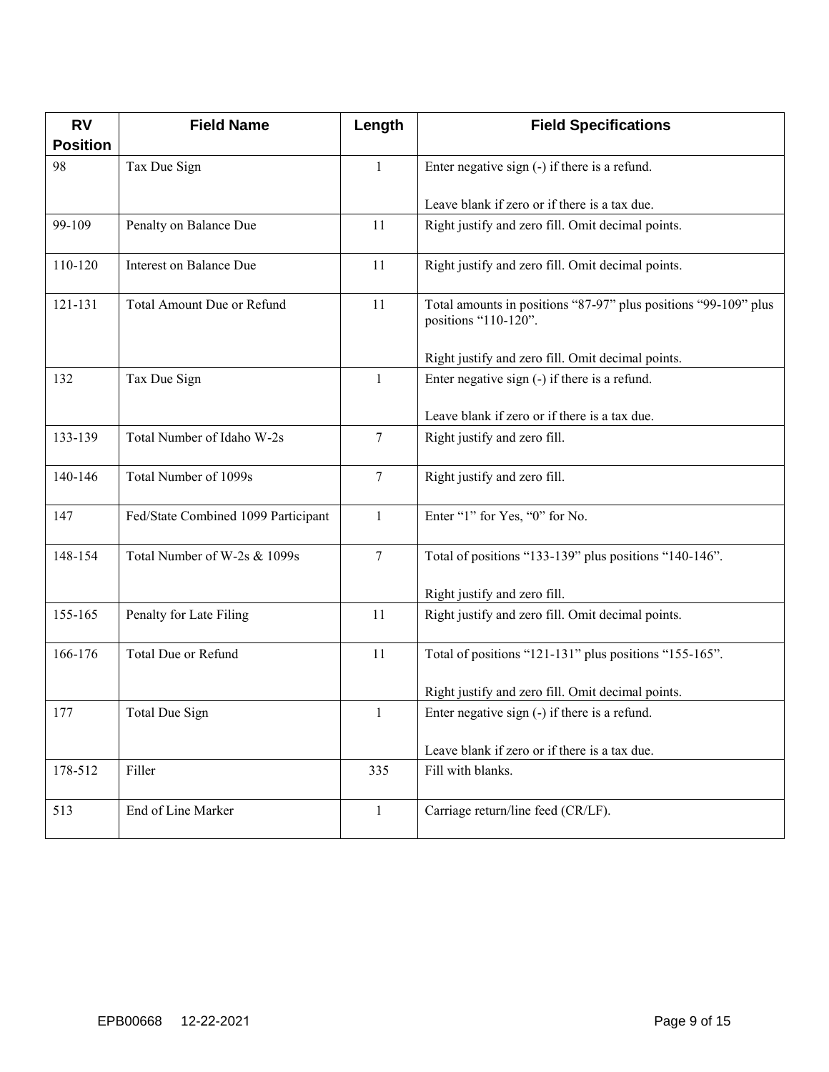| RV Position | Field Name | Length | Field Specifications |
|---|---|---|---|
| 98 | Tax Due Sign | 1 | Enter negative sign (-) if there is a refund.<br><br>Leave blank if zero or if there is a tax due. |
| 99-109 | Penalty on Balance Due | 11 | Right justify and zero fill. Omit decimal points. |
| 110-120 | Interest on Balance Due | 11 | Right justify and zero fill. Omit decimal points. |
| 121-131 | Total Amount Due or Refund | 11 | Total amounts in positions “87-97” plus positions “99-109” plus positions “110-120”.<br><br>Right justify and zero fill. Omit decimal points. |
| 132 | Tax Due Sign | 1 | Enter negative sign (-) if there is a refund.<br><br>Leave blank if zero or if there is a tax due. |
| 133-139 | Total Number of Idaho W-2s | 7 | Right justify and zero fill. |
| 140-146 | Total Number of 1099s | 7 | Right justify and zero fill. |
| 147 | Fed/State Combined 1099 Participant | 1 | Enter “1” for Yes, “0” for No. |
| 148-154 | Total Number of W-2s & 1099s | 7 | Total of positions “133-139” plus positions “140-146”.<br><br>Right justify and zero fill. |
| 155-165 | Penalty for Late Filing | 11 | Right justify and zero fill. Omit decimal points. |
| 166-176 | Total Due or Refund | 11 | Total of positions “121-131” plus positions “155-165”.<br><br>Right justify and zero fill. Omit decimal points. |
| 177 | Total Due Sign | 1 | Enter negative sign (-) if there is a refund.<br><br>Leave blank if zero or if there is a tax due. |
| 178-512 | Filler | 335 | Fill with blanks. |
| 513 | End of Line Marker | 1 | Carriage return/line feed (CR/LF). |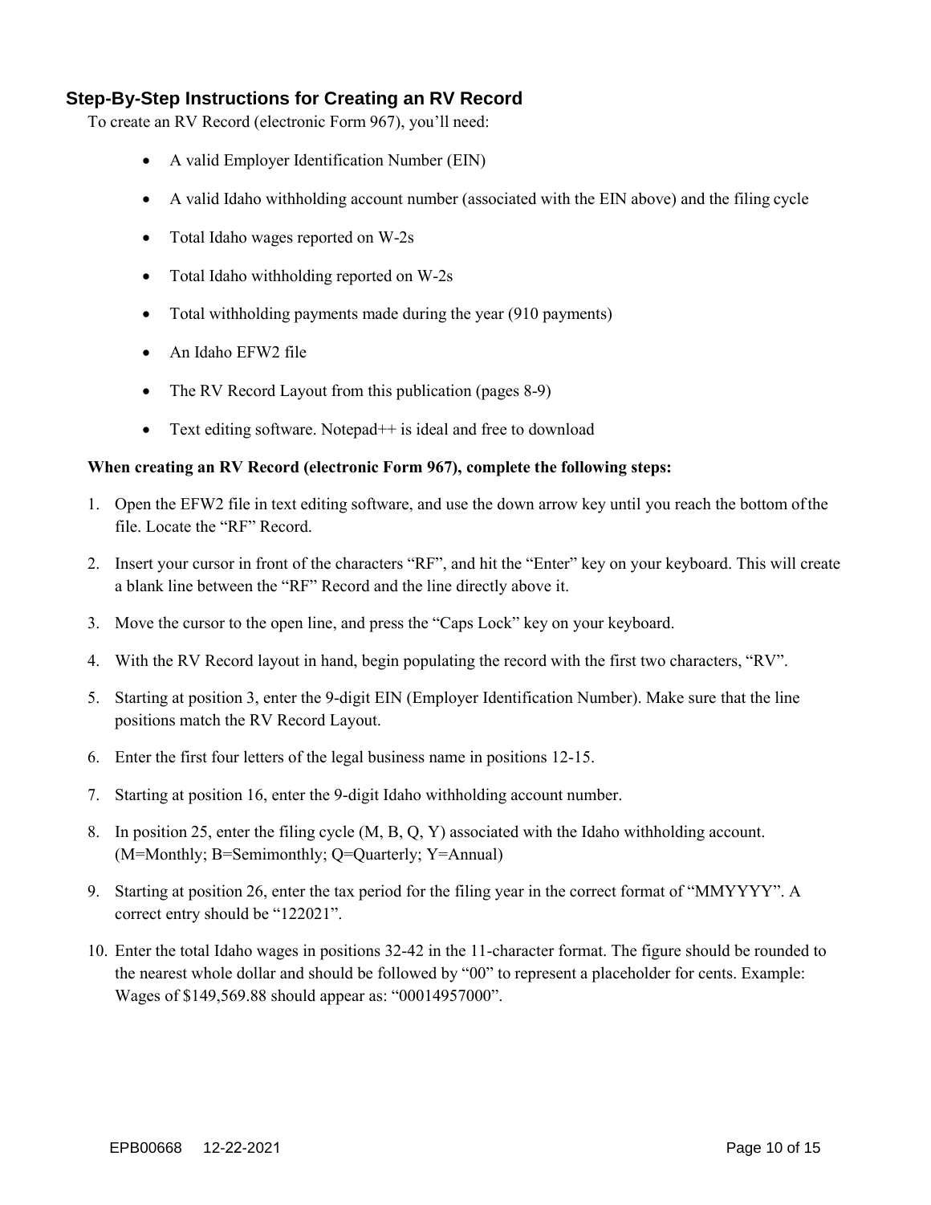## Step-By-Step Instructions for Creating an RV Record

To create an RV Record (electronic Form 967), you'll need:

- A valid Employer Identification Number (EIN)
- A valid Idaho withholding account number (associated with the EIN above) and the filing cycle
- Total Idaho wages reported on W-2s
- Total Idaho withholding reported on W-2s
- Total withholding payments made during the year (910 payments)
- An Idaho EFW2 file
- The RV Record Layout from this publication (pages 8-9)
- Text editing software. Notepad++ is ideal and free to download

**When creating an RV Record (electronic Form 967), complete the following steps:**

1. Open the EFW2 file in text editing software, and use the down arrow key until you reach the bottom of the file. Locate the "RF" Record.
2. Insert your cursor in front of the characters "RF", and hit the "Enter" key on your keyboard. This will create a blank line between the "RF" Record and the line directly above it.
3. Move the cursor to the open line, and press the "Caps Lock" key on your keyboard.
4. With the RV Record layout in hand, begin populating the record with the first two characters, "RV".
5. Starting at position 3, enter the 9-digit EIN (Employer Identification Number). Make sure that the line positions match the RV Record Layout.
6. Enter the first four letters of the legal business name in positions 12-15.
7. Starting at position 16, enter the 9-digit Idaho withholding account number.
8. In position 25, enter the filing cycle (M, B, Q, Y) associated with the Idaho withholding account. (M=Monthly; B=Semimonthly; Q=Quarterly; Y=Annual)
9. Starting at position 26, enter the tax period for the filing year in the correct format of "MMYYYY". A correct entry should be "122021".
10. Enter the total Idaho wages in positions 32-42 in the 11-character format. The figure should be rounded to the nearest whole dollar and should be followed by "00" to represent a placeholder for cents. Example: Wages of $149,569.88 should appear as: "00014957000".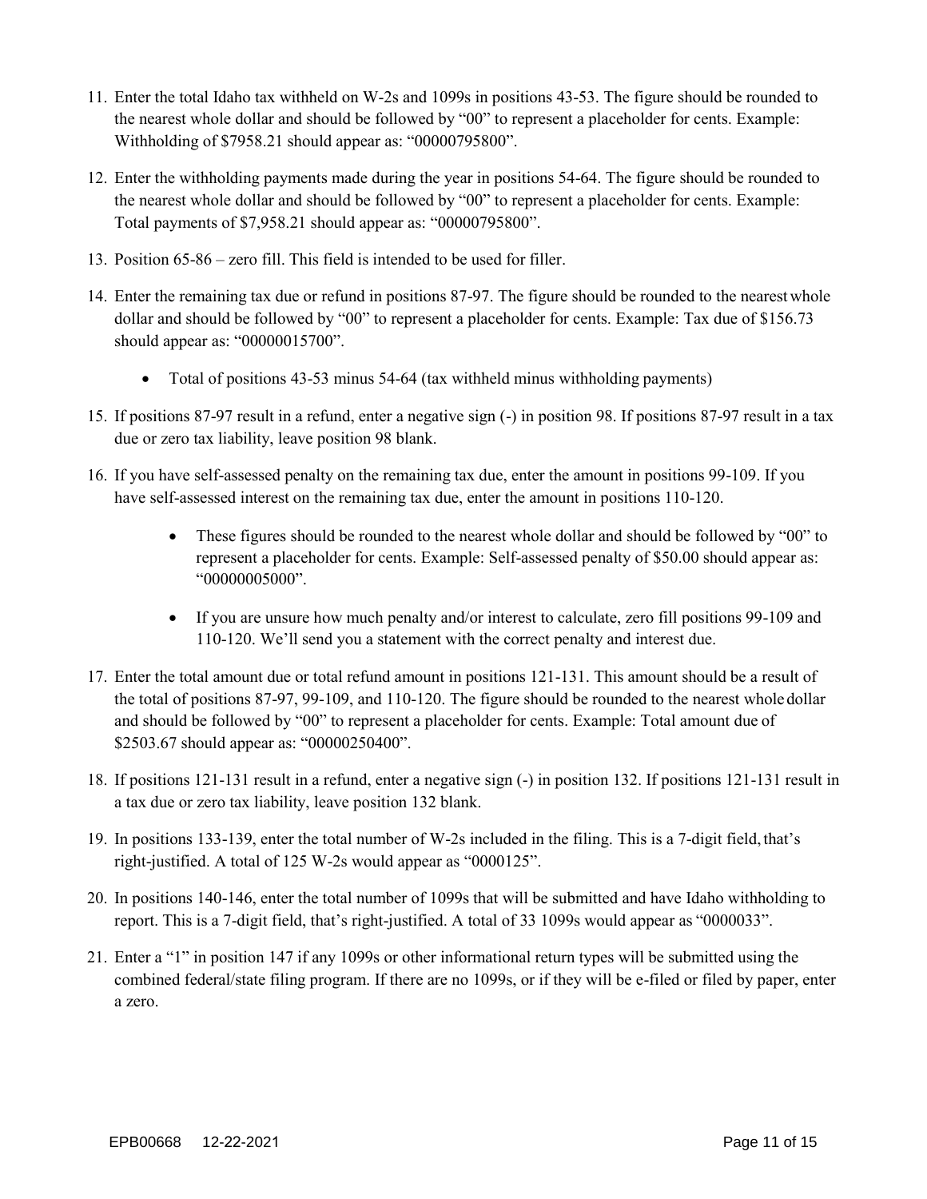11. Enter the total Idaho tax withheld on W-2s and 1099s in positions 43-53. The figure should be rounded to the nearest whole dollar and should be followed by "00" to represent a placeholder for cents. Example: Withholding of $7958.21 should appear as: "00000795800".

12. Enter the withholding payments made during the year in positions 54-64. The figure should be rounded to the nearest whole dollar and should be followed by "00" to represent a placeholder for cents. Example: Total payments of $7,958.21 should appear as: "00000795800".

13. Position 65-86 – zero fill. This field is intended to be used for filler.

14. Enter the remaining tax due or refund in positions 87-97. The figure should be rounded to the nearest whole dollar and should be followed by "00" to represent a placeholder for cents. Example: Tax due of $156.73 should appear as: "00000015700".

    - Total of positions 43-53 minus 54-64 (tax withheld minus withholding payments)

15. If positions 87-97 result in a refund, enter a negative sign (-) in position 98. If positions 87-97 result in a tax due or zero tax liability, leave position 98 blank.

16. If you have self-assessed penalty on the remaining tax due, enter the amount in positions 99-109. If you have self-assessed interest on the remaining tax due, enter the amount in positions 110-120.

    - These figures should be rounded to the nearest whole dollar and should be followed by "00" to represent a placeholder for cents. Example: Self-assessed penalty of $50.00 should appear as: "00000005000".
    - If you are unsure how much penalty and/or interest to calculate, zero fill positions 99-109 and 110-120. We'll send you a statement with the correct penalty and interest due.

17. Enter the total amount due or total refund amount in positions 121-131. This amount should be a result of the total of positions 87-97, 99-109, and 110-120. The figure should be rounded to the nearest whole dollar and should be followed by "00" to represent a placeholder for cents. Example: Total amount due of $2503.67 should appear as: "00000250400".

18. If positions 121-131 result in a refund, enter a negative sign (-) in position 132. If positions 121-131 result in a tax due or zero tax liability, leave position 132 blank.

19. In positions 133-139, enter the total number of W-2s included in the filing. This is a 7-digit field, that's right-justified. A total of 125 W-2s would appear as "0000125".

20. In positions 140-146, enter the total number of 1099s that will be submitted and have Idaho withholding to report. This is a 7-digit field, that's right-justified. A total of 33 1099s would appear as "0000033".

21. Enter a "1" in position 147 if any 1099s or other informational return types will be submitted using the combined federal/state filing program. If there are no 1099s, or if they will be e-filed or filed by paper, enter a zero.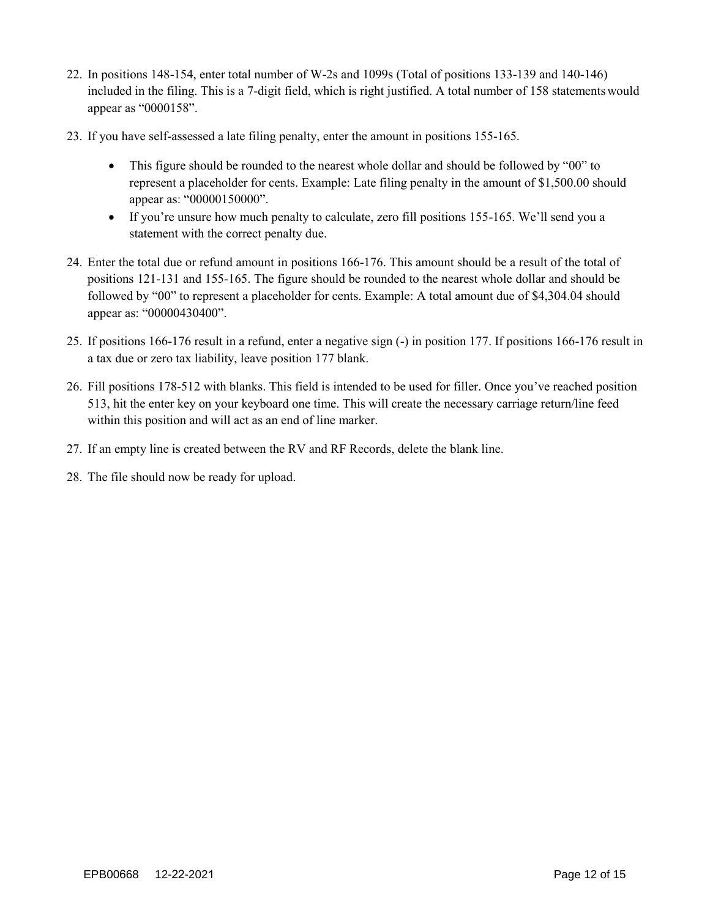22. In positions 148-154, enter total number of W-2s and 1099s (Total of positions 133-139 and 140-146) included in the filing. This is a 7-digit field, which is right justified. A total number of 158 statements would appear as "0000158".

23. If you have self-assessed a late filing penalty, enter the amount in positions 155-165.

    - This figure should be rounded to the nearest whole dollar and should be followed by "00" to represent a placeholder for cents. Example: Late filing penalty in the amount of $1,500.00 should appear as: "00000150000".
    - If you're unsure how much penalty to calculate, zero fill positions 155-165. We'll send you a statement with the correct penalty due.

24. Enter the total due or refund amount in positions 166-176. This amount should be a result of the total of positions 121-131 and 155-165. The figure should be rounded to the nearest whole dollar and should be followed by "00" to represent a placeholder for cents. Example: A total amount due of $4,304.04 should appear as: "00000430400".

25. If positions 166-176 result in a refund, enter a negative sign (-) in position 177. If positions 166-176 result in a tax due or zero tax liability, leave position 177 blank.

26. Fill positions 178-512 with blanks. This field is intended to be used for filler. Once you've reached position 513, hit the enter key on your keyboard one time. This will create the necessary carriage return/line feed within this position and will act as an end of line marker.

27. If an empty line is created between the RV and RF Records, delete the blank line.

28. The file should now be ready for upload.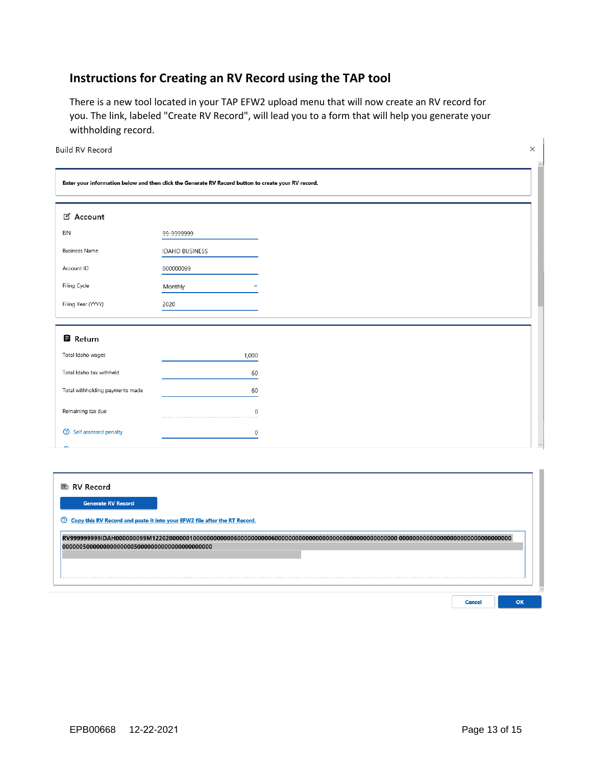## Instructions for Creating an RV Record using the TAP tool

There is a new tool located in your TAP EFW2 upload menu that will now create an RV record for you. The link, labeled "Create RV Record", will lead you to a form that will help you generate your withholding record.

Build RV Record

**Enter your information below and then click the Generate RV Record button to create your RV record.**

**Account**

| | |
|---|---|
| EIN | 99-9999999 |
| Business Name | IDAHO BUSINESS |
| Account ID | 000000099 |
| Filing Cycle | Monthly |
| Filing Year (YYYY) | 2020 |

**Return**

| | |
|---|---|
| Total Idaho wages | 1,000 |
| Total Idaho tax withheld | 60 |
| Total withholding payments made | 60 |
| Remaining tax due | 0 |
| Self assessed penalty | 0 |

**RV Record**

Generate RV Record

Copy this RV Record and paste it into your EFW2 file after the RT Record.

```
RV999999999IDAH000000099M12202000000100000000000060000000000060000000000000000000000000000000000000 000000000000000000000000000000000
0000005000000000000000050000000000000000000000
```

Cancel OK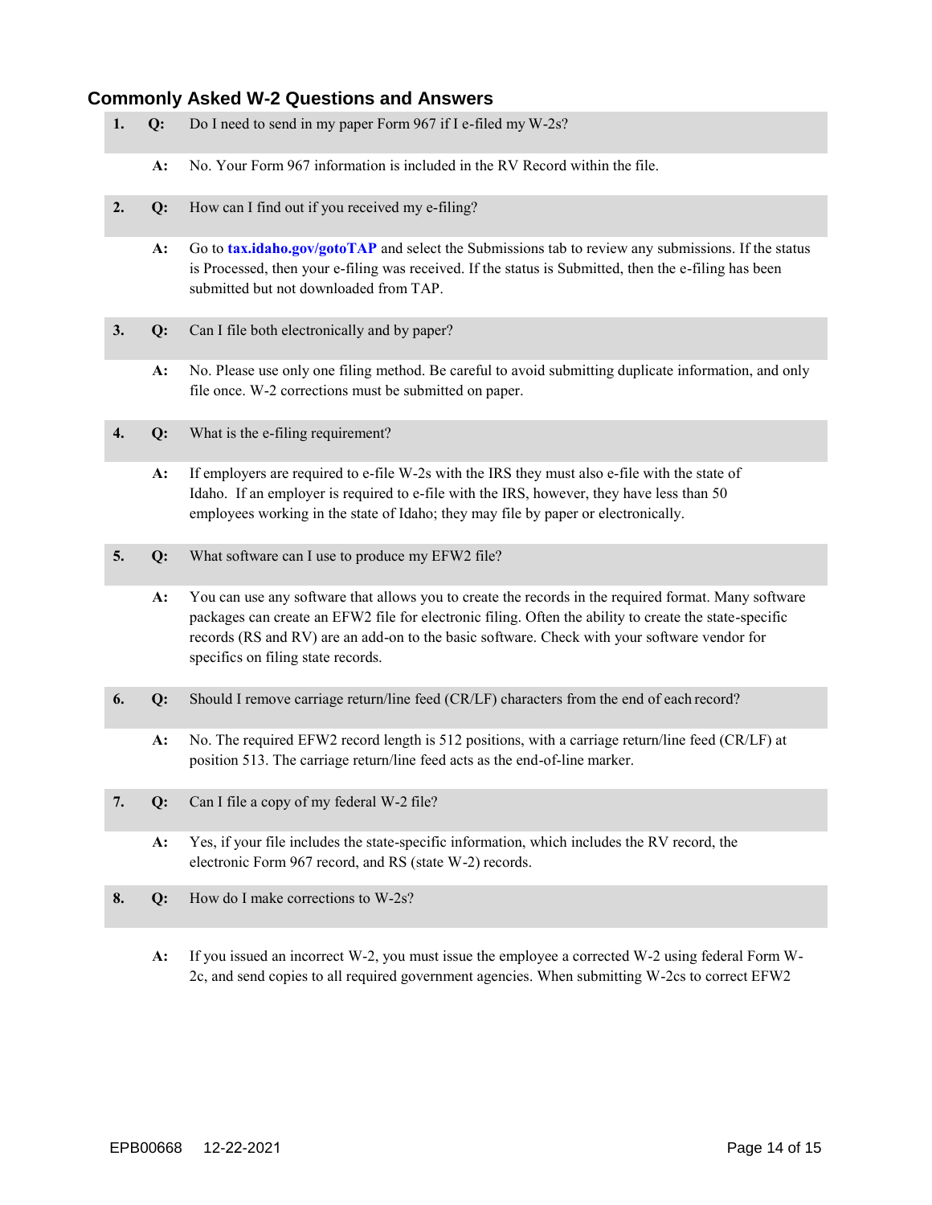## Commonly Asked W-2 Questions and Answers

**1. Q:** Do I need to send in my paper Form 967 if I e-filed my W-2s?

**A:** No. Your Form 967 information is included in the RV Record within the file.

**2. Q:** How can I find out if you received my e-filing?

**A:** Go to **tax.idaho.gov/gotoTAP** and select the Submissions tab to review any submissions. If the status is Processed, then your e-filing was received. If the status is Submitted, then the e-filing has been submitted but not downloaded from TAP.

**3. Q:** Can I file both electronically and by paper?

**A:** No. Please use only one filing method. Be careful to avoid submitting duplicate information, and only file once. W-2 corrections must be submitted on paper.

**4. Q:** What is the e-filing requirement?

**A:** If employers are required to e-file W-2s with the IRS they must also e-file with the state of Idaho. If an employer is required to e-file with the IRS, however, they have less than 50 employees working in the state of Idaho; they may file by paper or electronically.

**5. Q:** What software can I use to produce my EFW2 file?

**A:** You can use any software that allows you to create the records in the required format. Many software packages can create an EFW2 file for electronic filing. Often the ability to create the state-specific records (RS and RV) are an add-on to the basic software. Check with your software vendor for specifics on filing state records.

**6. Q:** Should I remove carriage return/line feed (CR/LF) characters from the end of each record?

**A:** No. The required EFW2 record length is 512 positions, with a carriage return/line feed (CR/LF) at position 513. The carriage return/line feed acts as the end-of-line marker.

**7. Q:** Can I file a copy of my federal W-2 file?

**A:** Yes, if your file includes the state-specific information, which includes the RV record, the electronic Form 967 record, and RS (state W-2) records.

**8. Q:** How do I make corrections to W-2s?

**A:** If you issued an incorrect W-2, you must issue the employee a corrected W-2 using federal Form W-2c, and send copies to all required government agencies. When submitting W-2cs to correct EFW2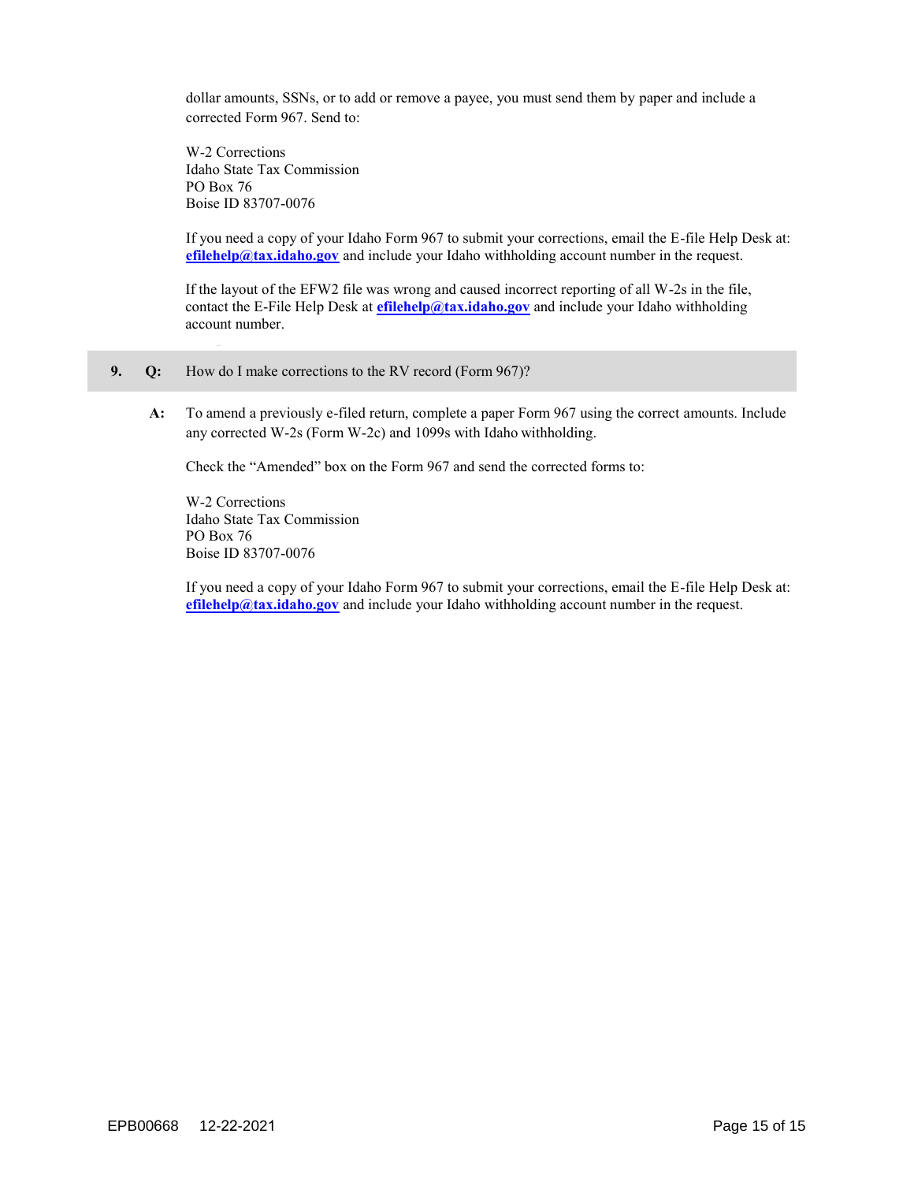dollar amounts, SSNs, or to add or remove a payee, you must send them by paper and include a corrected Form 967. Send to:

W-2 Corrections
Idaho State Tax Commission
PO Box 76
Boise ID 83707-0076

If you need a copy of your Idaho Form 967 to submit your corrections, email the E-file Help Desk at: **efilehelp@tax.idaho.gov** and include your Idaho withholding account number in the request.

If the layout of the EFW2 file was wrong and caused incorrect reporting of all W-2s in the file, contact the E-File Help Desk at **efilehelp@tax.idaho.gov** and include your Idaho withholding account number.

**9. Q:** How do I make corrections to the RV record (Form 967)?

**A:** To amend a previously e-filed return, complete a paper Form 967 using the correct amounts. Include any corrected W-2s (Form W-2c) and 1099s with Idaho withholding.

Check the "Amended" box on the Form 967 and send the corrected forms to:

W-2 Corrections
Idaho State Tax Commission
PO Box 76
Boise ID 83707-0076

If you need a copy of your Idaho Form 967 to submit your corrections, email the E-file Help Desk at: **efilehelp@tax.idaho.gov** and include your Idaho withholding account number in the request.

EPB00668 12-22-2021